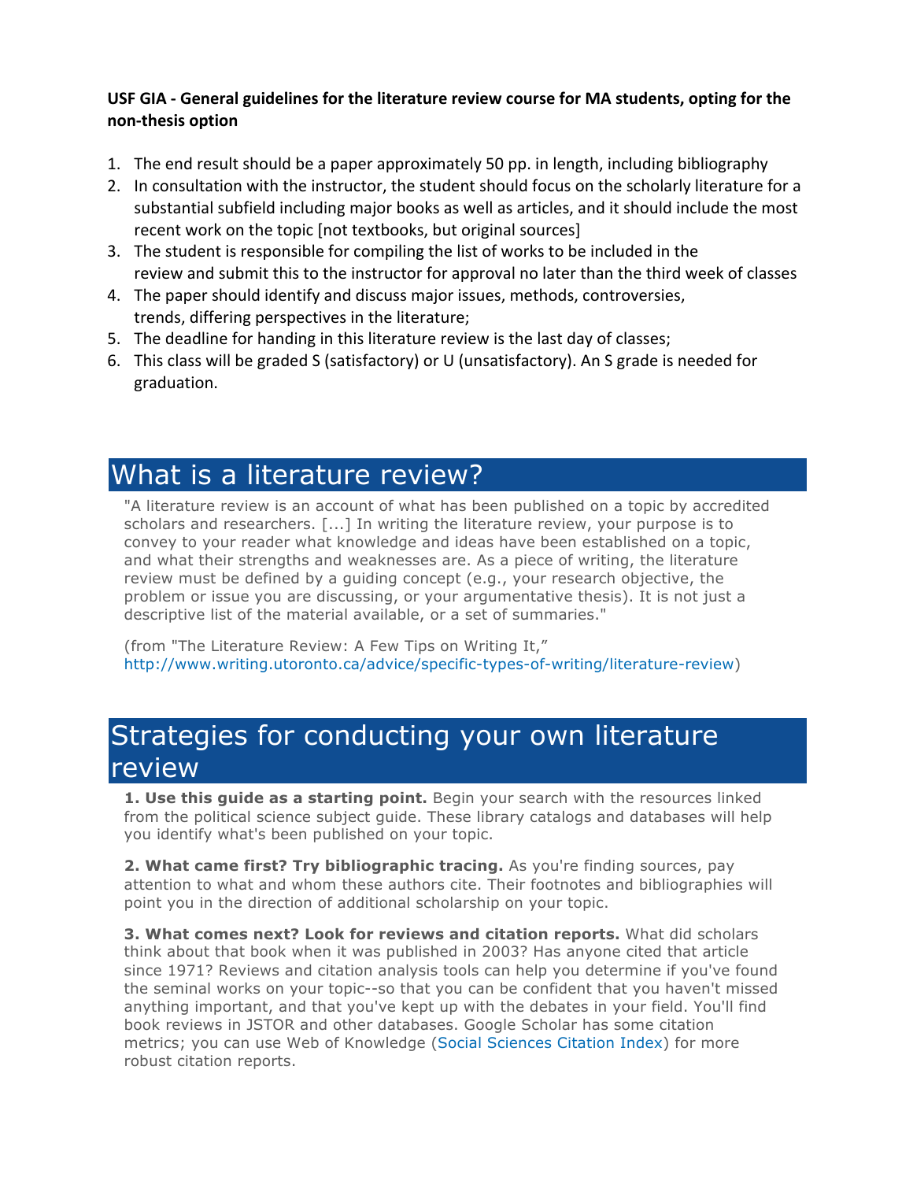**USF GIA - General guidelines for the literature review course for MA students, opting for the non-thesis option**

1. The end result should be a paper approximately 50 pp. in length, including bibliography
2. In consultation with the instructor, the student should focus on the scholarly literature for a substantial subfield including major books as well as articles, and it should include the most recent work on the topic [not textbooks, but original sources]
3. The student is responsible for compiling the list of works to be included in the review and submit this to the instructor for approval no later than the third week of classes
4. The paper should identify and discuss major issues, methods, controversies, trends, differing perspectives in the literature;
5. The deadline for handing in this literature review is the last day of classes;
6. This class will be graded S (satisfactory) or U (unsatisfactory). An S grade is needed for graduation.

## What is a literature review?

"A literature review is an account of what has been published on a topic by accredited scholars and researchers. [...] In writing the literature review, your purpose is to convey to your reader what knowledge and ideas have been established on a topic, and what their strengths and weaknesses are. As a piece of writing, the literature review must be defined by a guiding concept (e.g., your research objective, the problem or issue you are discussing, or your argumentative thesis). It is not just a descriptive list of the material available, or a set of summaries."

(from "The Literature Review: A Few Tips on Writing It," http://www.writing.utoronto.ca/advice/specific-types-of-writing/literature-review)

## Strategies for conducting your own literature review

**1. Use this guide as a starting point.** Begin your search with the resources linked from the political science subject guide. These library catalogs and databases will help you identify what's been published on your topic.

**2. What came first? Try bibliographic tracing.** As you're finding sources, pay attention to what and whom these authors cite. Their footnotes and bibliographies will point you in the direction of additional scholarship on your topic.

**3. What comes next? Look for reviews and citation reports.** What did scholars think about that book when it was published in 2003? Has anyone cited that article since 1971? Reviews and citation analysis tools can help you determine if you've found the seminal works on your topic--so that you can be confident that you haven't missed anything important, and that you've kept up with the debates in your field. You'll find book reviews in JSTOR and other databases. Google Scholar has some citation metrics; you can use Web of Knowledge (Social Sciences Citation Index) for more robust citation reports.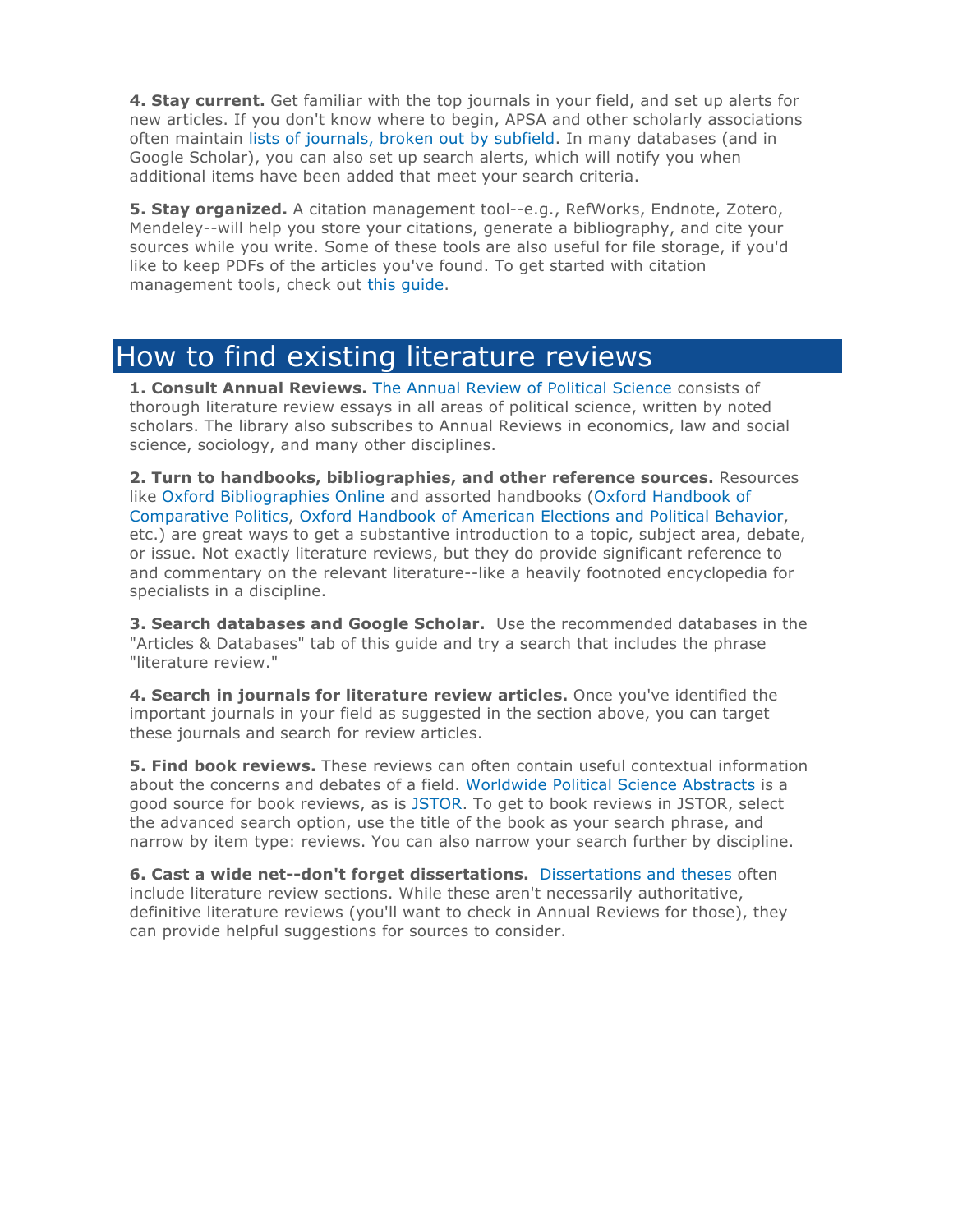**4. Stay current.** Get familiar with the top journals in your field, and set up alerts for new articles. If you don't know where to begin, APSA and other scholarly associations often maintain lists of journals, broken out by subfield. In many databases (and in Google Scholar), you can also set up search alerts, which will notify you when additional items have been added that meet your search criteria.

**5. Stay organized.** A citation management tool--e.g., RefWorks, Endnote, Zotero, Mendeley--will help you store your citations, generate a bibliography, and cite your sources while you write. Some of these tools are also useful for file storage, if you'd like to keep PDFs of the articles you've found. To get started with citation management tools, check out this guide.

## How to find existing literature reviews

**1. Consult Annual Reviews.** The Annual Review of Political Science consists of thorough literature review essays in all areas of political science, written by noted scholars. The library also subscribes to Annual Reviews in economics, law and social science, sociology, and many other disciplines.

**2. Turn to handbooks, bibliographies, and other reference sources.** Resources like Oxford Bibliographies Online and assorted handbooks (Oxford Handbook of Comparative Politics, Oxford Handbook of American Elections and Political Behavior, etc.) are great ways to get a substantive introduction to a topic, subject area, debate, or issue. Not exactly literature reviews, but they do provide significant reference to and commentary on the relevant literature--like a heavily footnoted encyclopedia for specialists in a discipline.

**3. Search databases and Google Scholar.** Use the recommended databases in the "Articles & Databases" tab of this guide and try a search that includes the phrase "literature review."

**4. Search in journals for literature review articles.** Once you've identified the important journals in your field as suggested in the section above, you can target these journals and search for review articles.

**5. Find book reviews.** These reviews can often contain useful contextual information about the concerns and debates of a field. Worldwide Political Science Abstracts is a good source for book reviews, as is JSTOR. To get to book reviews in JSTOR, select the advanced search option, use the title of the book as your search phrase, and narrow by item type: reviews. You can also narrow your search further by discipline.

**6. Cast a wide net--don't forget dissertations.** Dissertations and theses often include literature review sections. While these aren't necessarily authoritative, definitive literature reviews (you'll want to check in Annual Reviews for those), they can provide helpful suggestions for sources to consider.